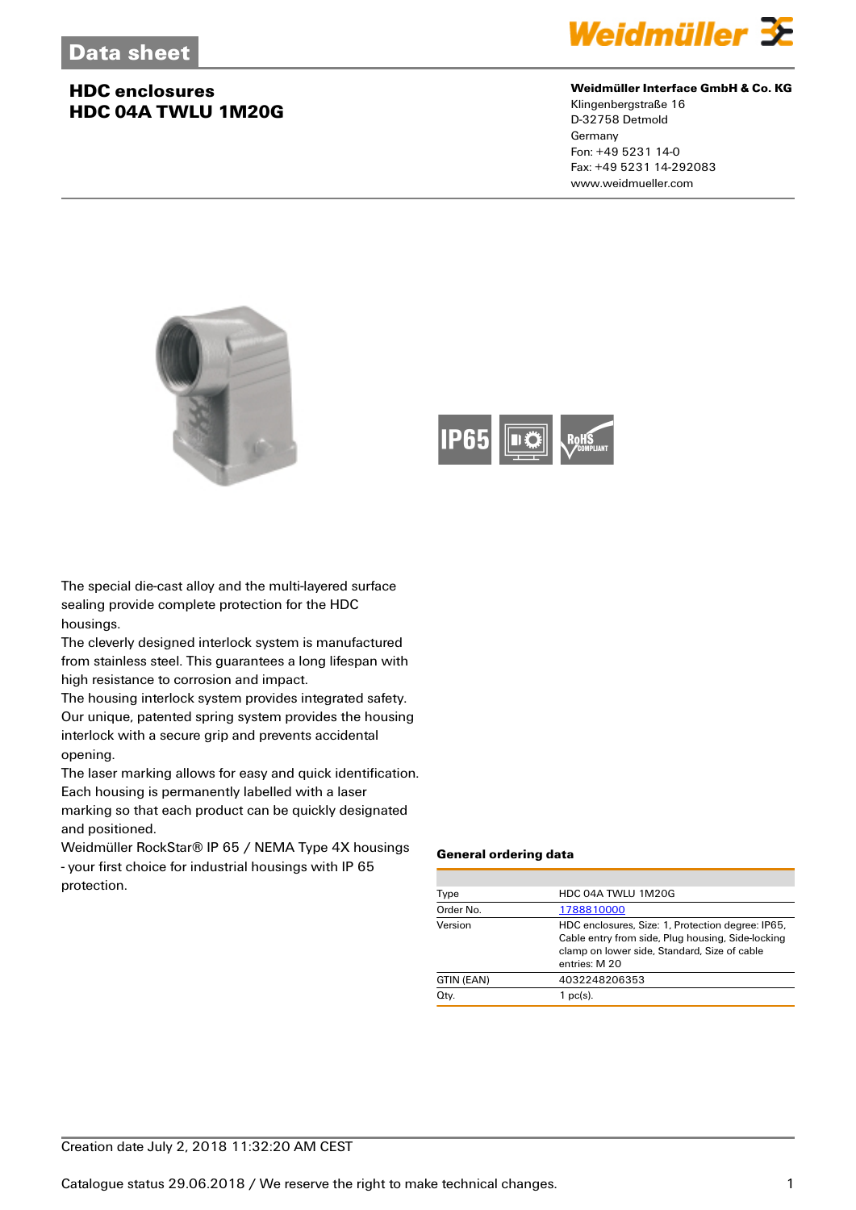Data sheet

# HDC enclosures
# HDC 04A TWLU 1M20G

**Weidmüller Interface GmbH & Co. KG**
Klingenbergstraße 16
D-32758 Detmold
Germany
Fon: +49 5231 14-0
Fax: +49 5231 14-292083
www.weidmueller.com

The special die-cast alloy and the multi-layered surface sealing provide complete protection for the HDC housings.
The cleverly designed interlock system is manufactured from stainless steel. This guarantees a long lifespan with high resistance to corrosion and impact.
The housing interlock system provides integrated safety. Our unique, patented spring system provides the housing interlock with a secure grip and prevents accidental opening.
The laser marking allows for easy and quick identification. Each housing is permanently labelled with a laser marking so that each product can be quickly designated and positioned.
Weidmüller RockStar® IP 65 / NEMA Type 4X housings - your first choice for industrial housings with IP 65 protection.

### General ordering data

| | |
|---|---|
| Type | HDC 04A TWLU 1M20G |
| Order No. | 1788810000 |
| Version | HDC enclosures, Size: 1, Protection degree: IP65, Cable entry from side, Plug housing, Side-locking clamp on lower side, Standard, Size of cable entries: M 20 |
| GTIN (EAN) | 4032248206353 |
| Qty. | 1 pc(s). |

Creation date July 2, 2018 11:32:20 AM CEST

Catalogue status 29.06.2018 / We reserve the right to make technical changes.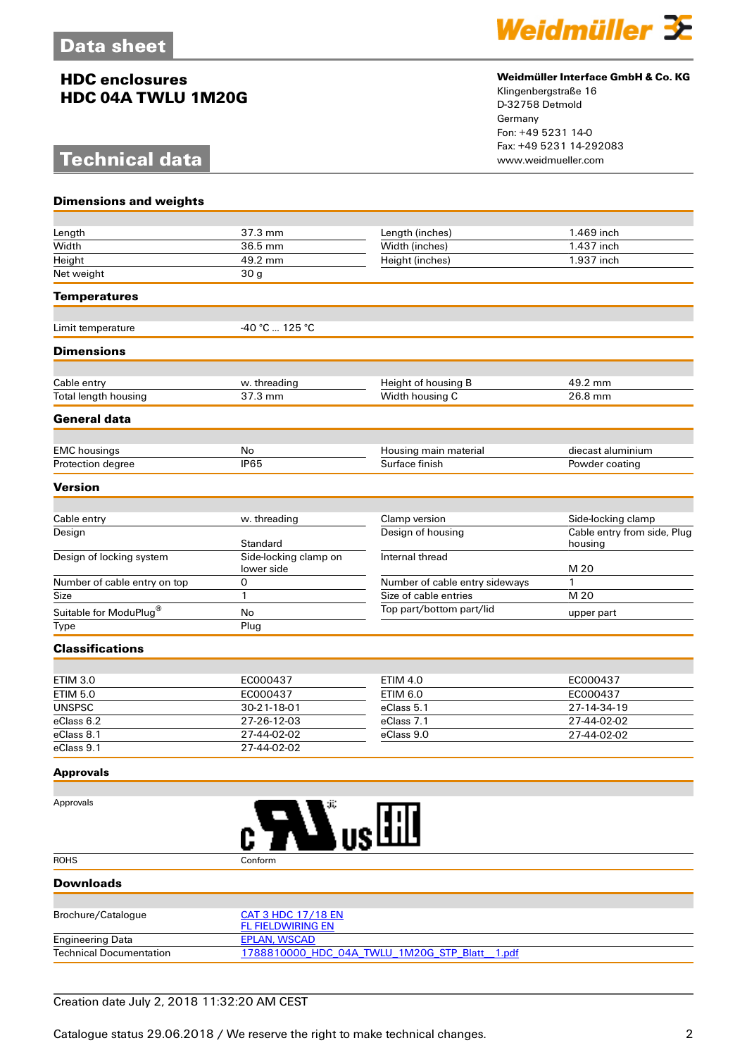# Data sheet

## HDC enclosures
## HDC 04A TWLU 1M20G

**Weidmüller Interface GmbH & Co. KG**
Klingenbergstraße 16
D-32758 Detmold
Germany
Fon: +49 5231 14-0
Fax: +49 5231 14-292083
www.weidmueller.com

# Technical data

### Dimensions and weights

| | | | |
|---|---|---|---|
| Length | 37.3 mm | Length (inches) | 1.469 inch |
| Width | 36.5 mm | Width (inches) | 1.437 inch |
| Height | 49.2 mm | Height (inches) | 1.937 inch |
| Net weight | 30 g | | |

### Temperatures

| | |
|---|---|
| Limit temperature | -40 °C ... 125 °C |

### Dimensions

| | | | |
|---|---|---|---|
| Cable entry | w. threading | Height of housing B | 49.2 mm |
| Total length housing | 37.3 mm | Width housing C | 26.8 mm |

### General data

| | | | |
|---|---|---|---|
| EMC housings | No | Housing main material | diecast aluminium |
| Protection degree | IP65 | Surface finish | Powder coating |

### Version

| | | | |
|---|---|---|---|
| Cable entry | w. threading | Clamp version | Side-locking clamp |
| Design | Standard | Design of housing | Cable entry from side, Plug housing |
| Design of locking system | Side-locking clamp on lower side | Internal thread | M 20 |
| Number of cable entry on top | 0 | Number of cable entry sideways | 1 |
| Size | 1 | Size of cable entries | M 20 |
| Suitable for ModuPlug® | No | Top part/bottom part/lid | upper part |
| Type | Plug | | |

### Classifications

| | | | |
|---|---|---|---|
| ETIM 3.0 | EC000437 | ETIM 4.0 | EC000437 |
| ETIM 5.0 | EC000437 | ETIM 6.0 | EC000437 |
| UNSPSC | 30-21-18-01 | eClass 5.1 | 27-14-34-19 |
| eClass 6.2 | 27-26-12-03 | eClass 7.1 | 27-44-02-02 |
| eClass 8.1 | 27-44-02-02 | eClass 9.0 | 27-44-02-02 |
| eClass 9.1 | 27-44-02-02 | | |

### Approvals

| | |
|---|---|
| Approvals | c UL us, EAC |
| ROHS | Conform |

### Downloads

| | |
|---|---|
| Brochure/Catalogue | CAT 3 HDC 17/18 EN<br>FL FIELDWIRING EN |
| Engineering Data | EPLAN, WSCAD |
| Technical Documentation | 1788810000_HDC_04A_TWLU_1M20G_STP_Blatt__1.pdf |

Creation date July 2, 2018 11:32:20 AM CEST

Catalogue status 29.06.2018 / We reserve the right to make technical changes.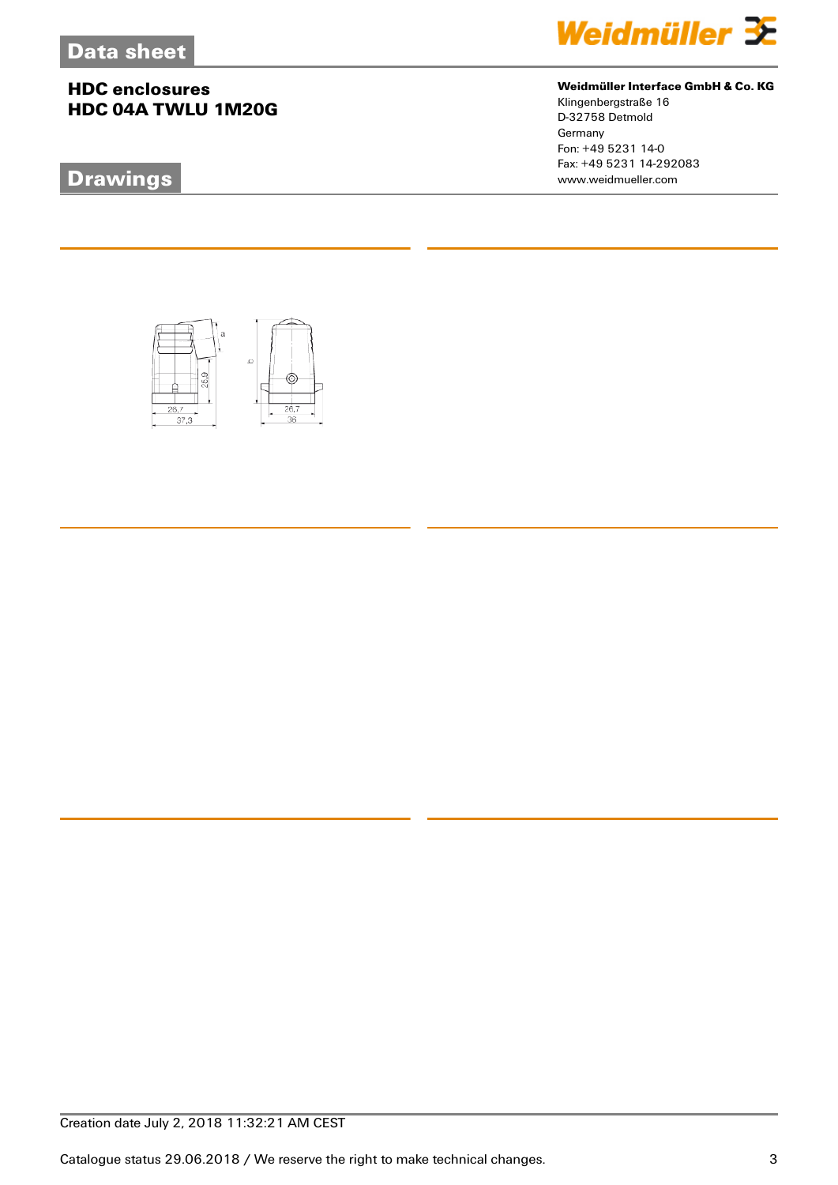# Data sheet

## HDC enclosures
## HDC 04A TWLU 1M20G

**Weidmüller Interface GmbH & Co. KG**
Klingenbergstraße 16
D-32758 Detmold
Germany
Fon: +49 5231 14-0
Fax: +49 5231 14-292083
www.weidmueller.com

## Drawings

a
b
25,9
26,7
37,3
26,7
36

Creation date July 2, 2018 11:32:21 AM CEST

Catalogue status 29.06.2018 / We reserve the right to make technical changes.